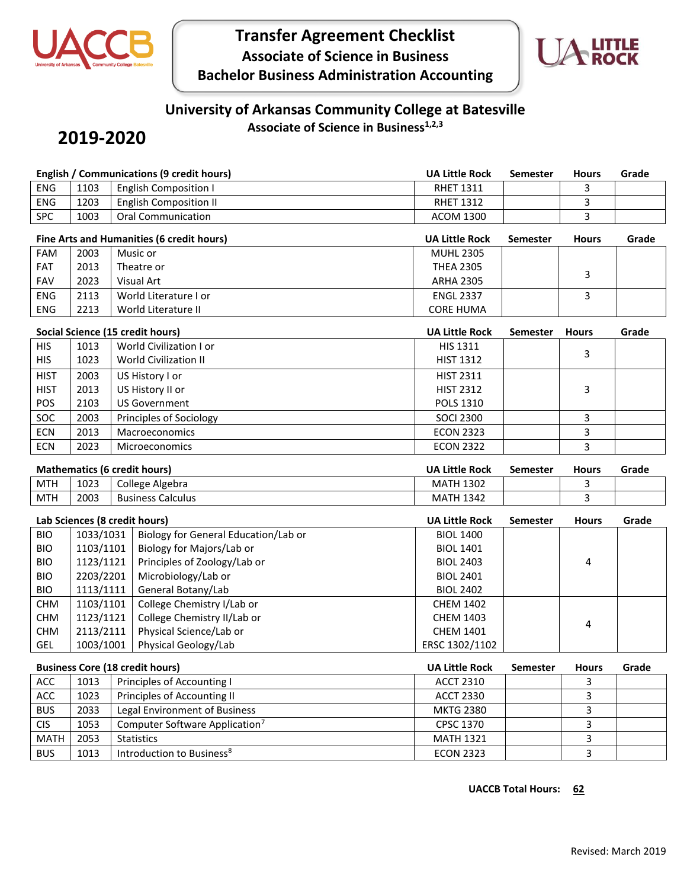# Transfer Agreement Checklist

## Associate of Science in Business

## Bachelor Business Administration Accounting

## University of Arkansas Community College at Batesville

### Associate of Science in Business[1,2,3]

## 2019-2020

| English / Communications (9 credit hours) | | | UA Little Rock | Semester | Hours | Grade |
|---|---|---|---|---|---|---|
| ENG | 1103 | English Composition I | RHET 1311 | | 3 | |
| ENG | 1203 | English Composition II | RHET 1312 | | 3 | |
| SPC | 1003 | Oral Communication | ACOM 1300 | | 3 | |

| Fine Arts and Humanities (6 credit hours) | | | UA Little Rock | Semester | Hours | Grade |
|---|---|---|---|---|---|---|
| FAM | 2003 | Music or | MUHL 2305 | | | |
| FAT | 2013 | Theatre or | THEA 2305 | | 3 | |
| FAV | 2023 | Visual Art | ARHA 2305 | | | |
| ENG | 2113 | World Literature I or | ENGL 2337 | | 3 | |
| ENG | 2213 | World Literature II | CORE HUMA | | | |

| Social Science (15 credit hours) | | | UA Little Rock | Semester | Hours | Grade |
|---|---|---|---|---|---|---|
| HIS | 1013 | World Civilization I or | HIS 1311 | | 3 | |
| HIS | 1023 | World Civilization II | HIST 1312 | | | |
| HIST | 2003 | US History I or | HIST 2311 | | | |
| HIST | 2013 | US History II or | HIST 2312 | | 3 | |
| POS | 2103 | US Government | POLS 1310 | | | |
| SOC | 2003 | Principles of Sociology | SOCI 2300 | | 3 | |
| ECN | 2013 | Macroeconomics | ECON 2323 | | 3 | |
| ECN | 2023 | Microeconomics | ECON 2322 | | 3 | |

| Mathematics (6 credit hours) | | | UA Little Rock | Semester | Hours | Grade |
|---|---|---|---|---|---|---|
| MTH | 1023 | College Algebra | MATH 1302 | | 3 | |
| MTH | 2003 | Business Calculus | MATH 1342 | | 3 | |

| Lab Sciences (8 credit hours) | | | UA Little Rock | Semester | Hours | Grade |
|---|---|---|---|---|---|---|
| BIO | 1033/1031 | Biology for General Education/Lab or | BIOL 1400 | | | |
| BIO | 1103/1101 | Biology for Majors/Lab or | BIOL 1401 | | | |
| BIO | 1123/1121 | Principles of Zoology/Lab or | BIOL 2403 | | 4 | |
| BIO | 2203/2201 | Microbiology/Lab or | BIOL 2401 | | | |
| BIO | 1113/1111 | General Botany/Lab | BIOL 2402 | | | |
| CHM | 1103/1101 | College Chemistry I/Lab or | CHEM 1402 | | | |
| CHM | 1123/1121 | College Chemistry II/Lab or | CHEM 1403 | | 4 | |
| CHM | 2113/2111 | Physical Science/Lab or | CHEM 1401 | | | |
| GEL | 1003/1001 | Physical Geology/Lab | ERSC 1302/1102 | | | |

| Business Core (18 credit hours) | | | UA Little Rock | Semester | Hours | Grade |
|---|---|---|---|---|---|---|
| ACC | 1013 | Principles of Accounting I | ACCT 2310 | | 3 | |
| ACC | 1023 | Principles of Accounting II | ACCT 2330 | | 3 | |
| BUS | 2033 | Legal Environment of Business | MKTG 2380 | | 3 | |
| CIS | 1053 | Computer Software Application[7] | CPSC 1370 | | 3 | |
| MATH | 2053 | Statistics | MATH 1321 | | 3 | |
| BUS | 1013 | Introduction to Business[8] | ECON 2323 | | 3 | |

**UACCB Total Hours: 62**

Revised: March 2019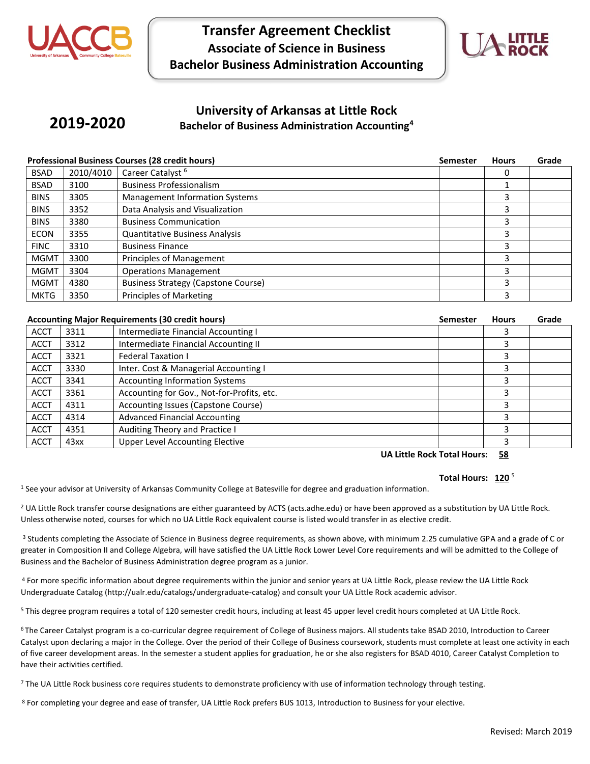# Transfer Agreement Checklist
## Associate of Science in Business
## Bachelor Business Administration Accounting

**2019-2020**

## University of Arkansas at Little Rock
### Bachelor of Business Administration Accounting[4]

**Professional Business Courses (28 credit hours)**

| | | | Semester | Hours | Grade |
|---|---|---|---|---|---|
| BSAD | 2010/4010 | Career Catalyst [6] | | 0 | |
| BSAD | 3100 | Business Professionalism | | 1 | |
| BINS | 3305 | Management Information Systems | | 3 | |
| BINS | 3352 | Data Analysis and Visualization | | 3 | |
| BINS | 3380 | Business Communication | | 3 | |
| ECON | 3355 | Quantitative Business Analysis | | 3 | |
| FINC | 3310 | Business Finance | | 3 | |
| MGMT | 3300 | Principles of Management | | 3 | |
| MGMT | 3304 | Operations Management | | 3 | |
| MGMT | 4380 | Business Strategy (Capstone Course) | | 3 | |
| MKTG | 3350 | Principles of Marketing | | 3 | |

**Accounting Major Requirements (30 credit hours)**

| | | | Semester | Hours | Grade |
|---|---|---|---|---|---|
| ACCT | 3311 | Intermediate Financial Accounting I | | 3 | |
| ACCT | 3312 | Intermediate Financial Accounting II | | 3 | |
| ACCT | 3321 | Federal Taxation I | | 3 | |
| ACCT | 3330 | Inter. Cost & Managerial Accounting I | | 3 | |
| ACCT | 3341 | Accounting Information Systems | | 3 | |
| ACCT | 3361 | Accounting for Gov., Not-for-Profits, etc. | | 3 | |
| ACCT | 4311 | Accounting Issues (Capstone Course) | | 3 | |
| ACCT | 4314 | Advanced Financial Accounting | | 3 | |
| ACCT | 4351 | Auditing Theory and Practice I | | 3 | |
| ACCT | 43xx | Upper Level Accounting Elective | | 3 | |

**UA Little Rock Total Hours: 58**

**Total Hours: 120** [5]

[1] See your advisor at University of Arkansas Community College at Batesville for degree and graduation information.

[2] UA Little Rock transfer course designations are either guaranteed by ACTS (acts.adhe.edu) or have been approved as a substitution by UA Little Rock. Unless otherwise noted, courses for which no UA Little Rock equivalent course is listed would transfer in as elective credit.

[3] Students completing the Associate of Science in Business degree requirements, as shown above, with minimum 2.25 cumulative GPA and a grade of C or greater in Composition II and College Algebra, will have satisfied the UA Little Rock Lower Level Core requirements and will be admitted to the College of Business and the Bachelor of Business Administration degree program as a junior.

[4] For more specific information about degree requirements within the junior and senior years at UA Little Rock, please review the UA Little Rock Undergraduate Catalog (http://ualr.edu/catalogs/undergraduate-catalog) and consult your UA Little Rock academic advisor.

[5] This degree program requires a total of 120 semester credit hours, including at least 45 upper level credit hours completed at UA Little Rock.

[6] The Career Catalyst program is a co-curricular degree requirement of College of Business majors. All students take BSAD 2010, Introduction to Career Catalyst upon declaring a major in the College. Over the period of their College of Business coursework, students must complete at least one activity in each of five career development areas. In the semester a student applies for graduation, he or she also registers for BSAD 4010, Career Catalyst Completion to have their activities certified.

[7] The UA Little Rock business core requires students to demonstrate proficiency with use of information technology through testing.

[8] For completing your degree and ease of transfer, UA Little Rock prefers BUS 1013, Introduction to Business for your elective.

Revised: March 2019